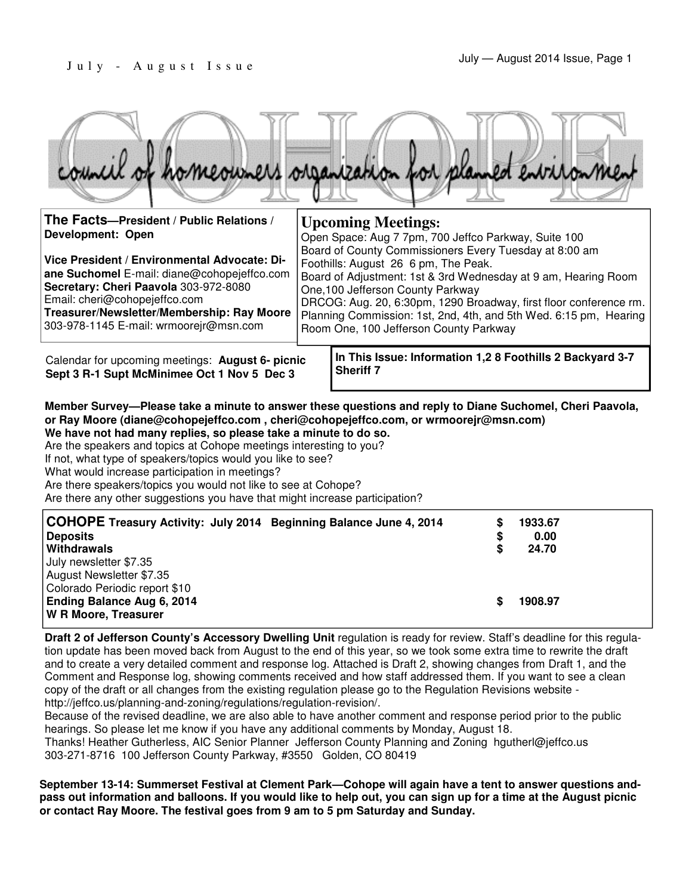# COHOPE

council of homeowners organization for planned environment

**The Facts—President / Public Relations / Development: Open**

**Vice President / Environmental Advocate: Diane Suchomel** E-mail: diane@cohopejeffco.com
**Secretary: Cheri Paavola** 303-972-8080
Email: cheri@cohopejeffco.com
**Treasurer/Newsletter/Membership: Ray Moore** 303-978-1145 E-mail: wrmoorejr@msn.com

## Upcoming Meetings:

Open Space: Aug 7 7pm, 700 Jeffco Parkway, Suite 100
Board of County Commissioners Every Tuesday at 8:00 am
Foothills: August 26 6 pm, The Peak.
Board of Adjustment: 1st & 3rd Wednesday at 9 am, Hearing Room One,100 Jefferson County Parkway
DRCOG: Aug. 20, 6:30pm, 1290 Broadway, first floor conference rm.
Planning Commission: 1st, 2nd, 4th, and 5th Wed. 6:15 pm, Hearing Room One, 100 Jefferson County Parkway

Calendar for upcoming meetings: **August 6- picnic Sept 3 R-1 Supt McMinimee Oct 1 Nov 5 Dec 3**

**In This Issue: Information 1,2 8 Foothills 2 Backyard 3-7 Sheriff 7**

**Member Survey—Please take a minute to answer these questions and reply to Diane Suchomel, Cheri Paavola, or Ray Moore (diane@cohopejeffco.com , cheri@cohopejeffco.com, or wrmoorejr@msn.com)**
**We have not had many replies, so please take a minute to do so.**
Are the speakers and topics at Cohope meetings interesting to you?
If not, what type of speakers/topics would you like to see?
What would increase participation in meetings?
Are there speakers/topics you would not like to see at Cohope?
Are there any other suggestions you have that might increase participation?

| **COHOPE Treasury Activity: July 2014 Beginning Balance June 4, 2014** | $ | 1933.67 |
|---|---|---|
| **Deposits** | $ | 0.00 |
| **Withdrawals** | $ | 24.70 |
| July newsletter $7.35 | | |
| August Newsletter $7.35 | | |
| Colorado Periodic report $10 | | |
| **Ending Balance Aug 6, 2014** | $ | 1908.97 |
| **W R Moore, Treasurer** | | |

**Draft 2 of Jefferson County's Accessory Dwelling Unit** regulation is ready for review. Staff's deadline for this regulation update has been moved back from August to the end of this year, so we took some extra time to rewrite the draft and to create a very detailed comment and response log. Attached is Draft 2, showing changes from Draft 1, and the Comment and Response log, showing comments received and how staff addressed them. If you want to see a clean copy of the draft or all changes from the existing regulation please go to the Regulation Revisions website - http://jeffco.us/planning-and-zoning/regulations/regulation-revision/.

Because of the revised deadline, we are also able to have another comment and response period prior to the public hearings. So please let me know if you have any additional comments by Monday, August 18.

Thanks! Heather Gutherless, AIC Senior Planner Jefferson County Planning and Zoning hgutherl@jeffco.us
303-271-8716 100 Jefferson County Parkway, #3550 Golden, CO 80419

**September 13-14: Summerset Festival at Clement Park—Cohope will again have a tent to answer questions and pass out information and balloons. If you would like to help out, you can sign up for a time at the August picnic or contact Ray Moore. The festival goes from 9 am to 5 pm Saturday and Sunday.**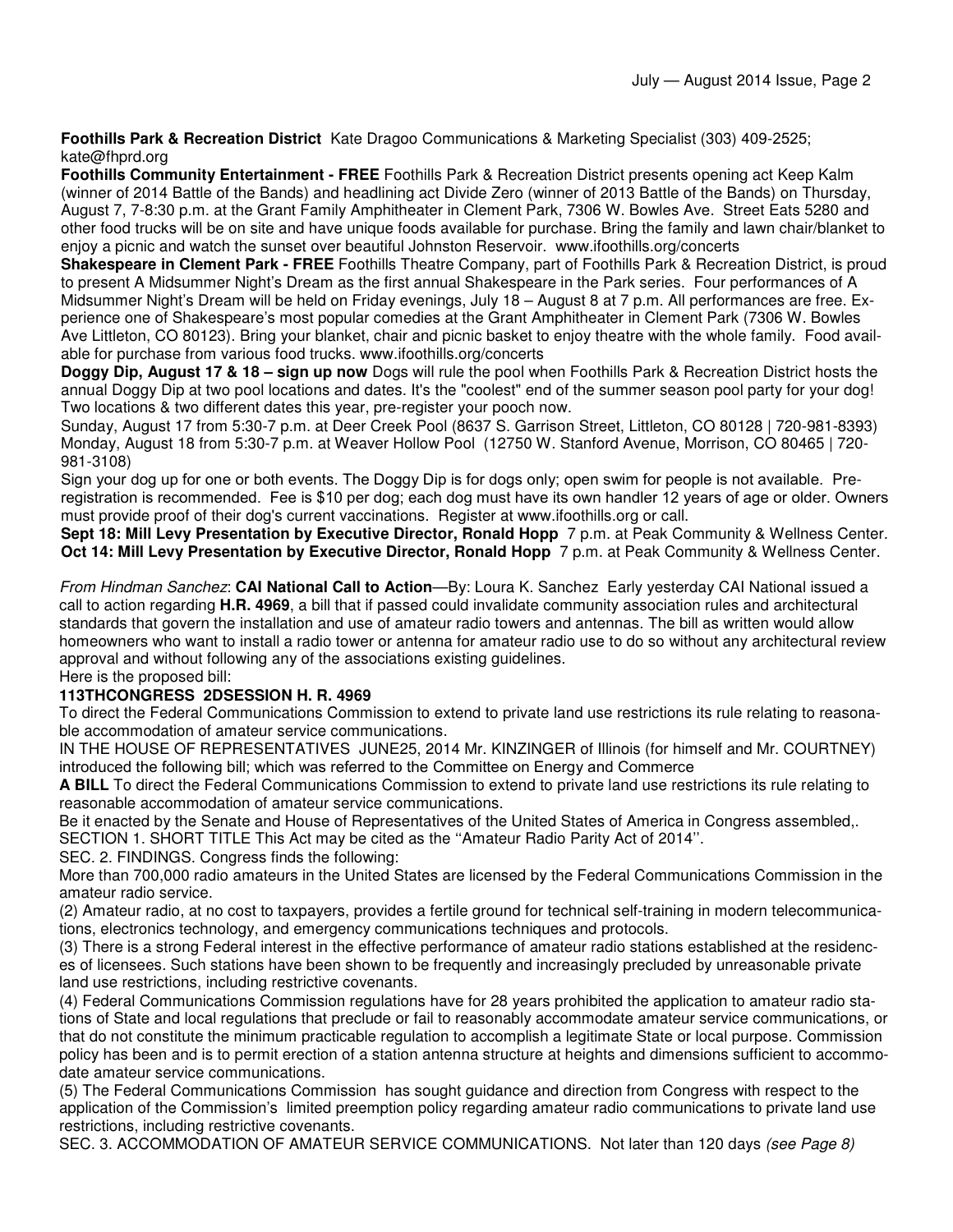**Foothills Park & Recreation District** Kate Dragoo Communications & Marketing Specialist (303) 409-2525; kate@fhprd.org

**Foothills Community Entertainment - FREE** Foothills Park & Recreation District presents opening act Keep Kalm (winner of 2014 Battle of the Bands) and headlining act Divide Zero (winner of 2013 Battle of the Bands) on Thursday, August 7, 7-8:30 p.m. at the Grant Family Amphitheater in Clement Park, 7306 W. Bowles Ave. Street Eats 5280 and other food trucks will be on site and have unique foods available for purchase. Bring the family and lawn chair/blanket to enjoy a picnic and watch the sunset over beautiful Johnston Reservoir. www.ifoothills.org/concerts

**Shakespeare in Clement Park - FREE** Foothills Theatre Company, part of Foothills Park & Recreation District, is proud to present A Midsummer Night's Dream as the first annual Shakespeare in the Park series. Four performances of A Midsummer Night's Dream will be held on Friday evenings, July 18 – August 8 at 7 p.m. All performances are free. Experience one of Shakespeare's most popular comedies at the Grant Amphitheater in Clement Park (7306 W. Bowles Ave Littleton, CO 80123). Bring your blanket, chair and picnic basket to enjoy theatre with the whole family. Food available for purchase from various food trucks. www.ifoothills.org/concerts

**Doggy Dip, August 17 & 18 – sign up now** Dogs will rule the pool when Foothills Park & Recreation District hosts the annual Doggy Dip at two pool locations and dates. It's the "coolest" end of the summer season pool party for your dog! Two locations & two different dates this year, pre-register your pooch now.

Sunday, August 17 from 5:30-7 p.m. at Deer Creek Pool (8637 S. Garrison Street, Littleton, CO 80128 | 720-981-8393)
Monday, August 18 from 5:30-7 p.m. at Weaver Hollow Pool (12750 W. Stanford Avenue, Morrison, CO 80465 | 720-981-3108)

Sign your dog up for one or both events. The Doggy Dip is for dogs only; open swim for people is not available. Pre-registration is recommended. Fee is $10 per dog; each dog must have its own handler 12 years of age or older. Owners must provide proof of their dog's current vaccinations. Register at www.ifoothills.org or call.

**Sept 18: Mill Levy Presentation by Executive Director, Ronald Hopp** 7 p.m. at Peak Community & Wellness Center.
**Oct 14: Mill Levy Presentation by Executive Director, Ronald Hopp** 7 p.m. at Peak Community & Wellness Center.

*From Hindman Sanchez*: **CAI National Call to Action**—By: Loura K. Sanchez Early yesterday CAI National issued a call to action regarding **H.R. 4969**, a bill that if passed could invalidate community association rules and architectural standards that govern the installation and use of amateur radio towers and antennas. The bill as written would allow homeowners who want to install a radio tower or antenna for amateur radio use to do so without any architectural review approval and without following any of the associations existing guidelines.
Here is the proposed bill:

**113THCONGRESS 2DSESSION H. R. 4969**

To direct the Federal Communications Commission to extend to private land use restrictions its rule relating to reasonable accommodation of amateur service communications.

IN THE HOUSE OF REPRESENTATIVES JUNE25, 2014 Mr. KINZINGER of Illinois (for himself and Mr. COURTNEY) introduced the following bill; which was referred to the Committee on Energy and Commerce

**A BILL** To direct the Federal Communications Commission to extend to private land use restrictions its rule relating to reasonable accommodation of amateur service communications.

Be it enacted by the Senate and House of Representatives of the United States of America in Congress assembled,.
SECTION 1. SHORT TITLE This Act may be cited as the ''Amateur Radio Parity Act of 2014''.
SEC. 2. FINDINGS. Congress finds the following:
More than 700,000 radio amateurs in the United States are licensed by the Federal Communications Commission in the amateur radio service.
(2) Amateur radio, at no cost to taxpayers, provides a fertile ground for technical self-training in modern telecommunications, electronics technology, and emergency communications techniques and protocols.
(3) There is a strong Federal interest in the effective performance of amateur radio stations established at the residences of licensees. Such stations have been shown to be frequently and increasingly precluded by unreasonable private land use restrictions, including restrictive covenants.
(4) Federal Communications Commission regulations have for 28 years prohibited the application to amateur radio stations of State and local regulations that preclude or fail to reasonably accommodate amateur service communications, or that do not constitute the minimum practicable regulation to accomplish a legitimate State or local purpose. Commission policy has been and is to permit erection of a station antenna structure at heights and dimensions sufficient to accommodate amateur service communications.
(5) The Federal Communications Commission has sought guidance and direction from Congress with respect to the application of the Commission's limited preemption policy regarding amateur radio communications to private land use restrictions, including restrictive covenants.
SEC. 3. ACCOMMODATION OF AMATEUR SERVICE COMMUNICATIONS. Not later than 120 days *(see Page 8)*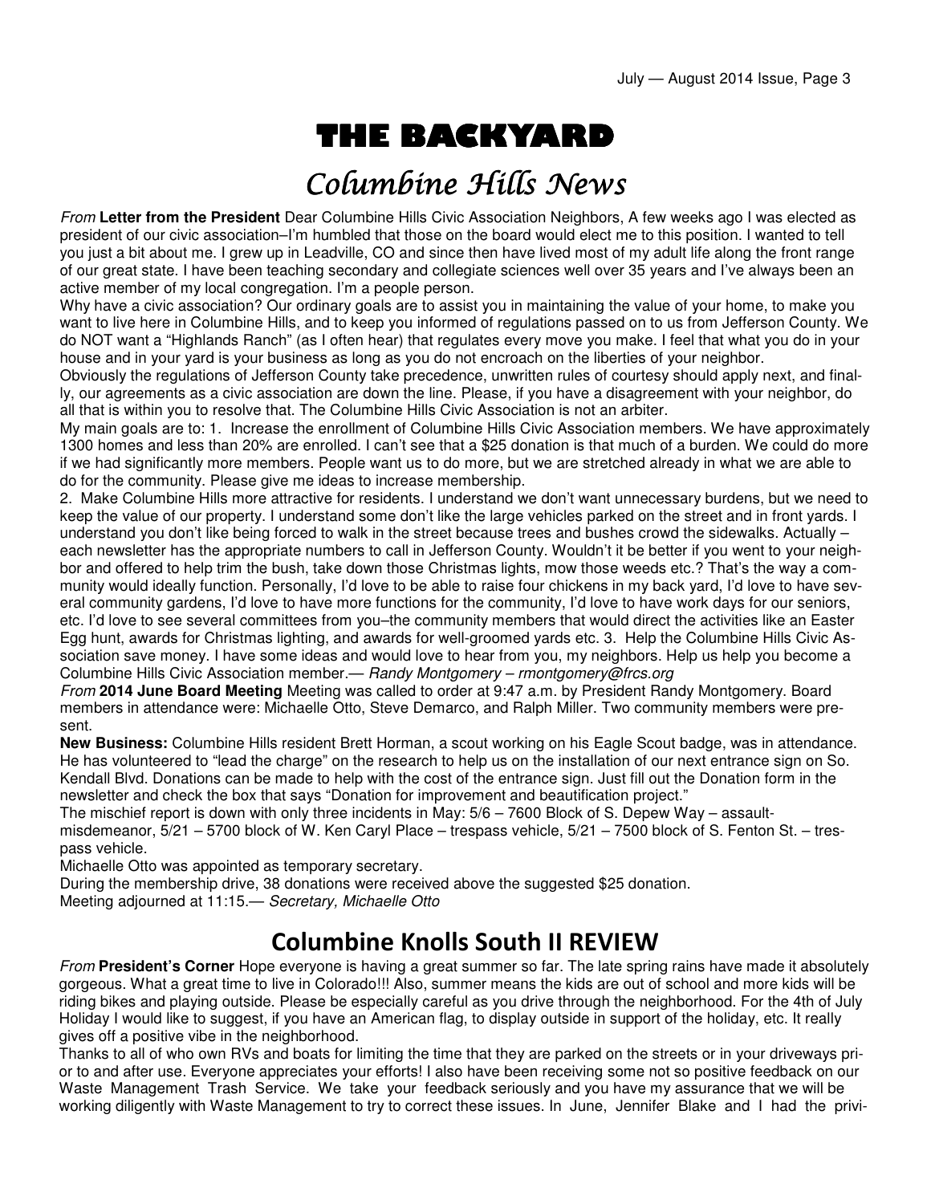# THE BACKYARD

## Columbine Hills News

*From* **Letter from the President** Dear Columbine Hills Civic Association Neighbors, A few weeks ago I was elected as president of our civic association–I'm humbled that those on the board would elect me to this position. I wanted to tell you just a bit about me. I grew up in Leadville, CO and since then have lived most of my adult life along the front range of our great state. I have been teaching secondary and collegiate sciences well over 35 years and I've always been an active member of my local congregation. I'm a people person.

Why have a civic association? Our ordinary goals are to assist you in maintaining the value of your home, to make you want to live here in Columbine Hills, and to keep you informed of regulations passed on to us from Jefferson County. We do NOT want a "Highlands Ranch" (as I often hear) that regulates every move you make. I feel that what you do in your house and in your yard is your business as long as you do not encroach on the liberties of your neighbor.

Obviously the regulations of Jefferson County take precedence, unwritten rules of courtesy should apply next, and finally, our agreements as a civic association are down the line. Please, if you have a disagreement with your neighbor, do all that is within you to resolve that. The Columbine Hills Civic Association is not an arbiter.

My main goals are to: 1. Increase the enrollment of Columbine Hills Civic Association members. We have approximately 1300 homes and less than 20% are enrolled. I can't see that a $25 donation is that much of a burden. We could do more if we had significantly more members. People want us to do more, but we are stretched already in what we are able to do for the community. Please give me ideas to increase membership.

2. Make Columbine Hills more attractive for residents. I understand we don't want unnecessary burdens, but we need to keep the value of our property. I understand some don't like the large vehicles parked on the street and in front yards. I understand you don't like being forced to walk in the street because trees and bushes crowd the sidewalks. Actually – each newsletter has the appropriate numbers to call in Jefferson County. Wouldn't it be better if you went to your neighbor and offered to help trim the bush, take down those Christmas lights, mow those weeds etc.? That's the way a community would ideally function. Personally, I'd love to be able to raise four chickens in my back yard, I'd love to have several community gardens, I'd love to have more functions for the community, I'd love to have work days for our seniors, etc. I'd love to see several committees from you–the community members that would direct the activities like an Easter Egg hunt, awards for Christmas lighting, and awards for well-groomed yards etc. 3. Help the Columbine Hills Civic Association save money. I have some ideas and would love to hear from you, my neighbors. Help us help you become a Columbine Hills Civic Association member.— *Randy Montgomery – rmontgomery@frcs.org*

*From* **2014 June Board Meeting** Meeting was called to order at 9:47 a.m. by President Randy Montgomery. Board members in attendance were: Michaelle Otto, Steve Demarco, and Ralph Miller. Two community members were present.

**New Business:** Columbine Hills resident Brett Horman, a scout working on his Eagle Scout badge, was in attendance. He has volunteered to "lead the charge" on the research to help us on the installation of our next entrance sign on So. Kendall Blvd. Donations can be made to help with the cost of the entrance sign. Just fill out the Donation form in the newsletter and check the box that says "Donation for improvement and beautification project."

The mischief report is down with only three incidents in May: 5/6 – 7600 Block of S. Depew Way – assault-misdemeanor, 5/21 – 5700 block of W. Ken Caryl Place – trespass vehicle, 5/21 – 7500 block of S. Fenton St. – trespass vehicle.

Michaelle Otto was appointed as temporary secretary.

During the membership drive, 38 donations were received above the suggested $25 donation.

Meeting adjourned at 11:15.— *Secretary, Michaelle Otto*

## Columbine Knolls South II REVIEW

*From* **President's Corner** Hope everyone is having a great summer so far. The late spring rains have made it absolutely gorgeous. What a great time to live in Colorado!!! Also, summer means the kids are out of school and more kids will be riding bikes and playing outside. Please be especially careful as you drive through the neighborhood. For the 4th of July Holiday I would like to suggest, if you have an American flag, to display outside in support of the holiday, etc. It really gives off a positive vibe in the neighborhood.

Thanks to all of who own RVs and boats for limiting the time that they are parked on the streets or in your driveways prior to and after use. Everyone appreciates your efforts! I also have been receiving some not so positive feedback on our Waste Management Trash Service. We take your feedback seriously and you have my assurance that we will be working diligently with Waste Management to try to correct these issues. In June, Jennifer Blake and I had the privi-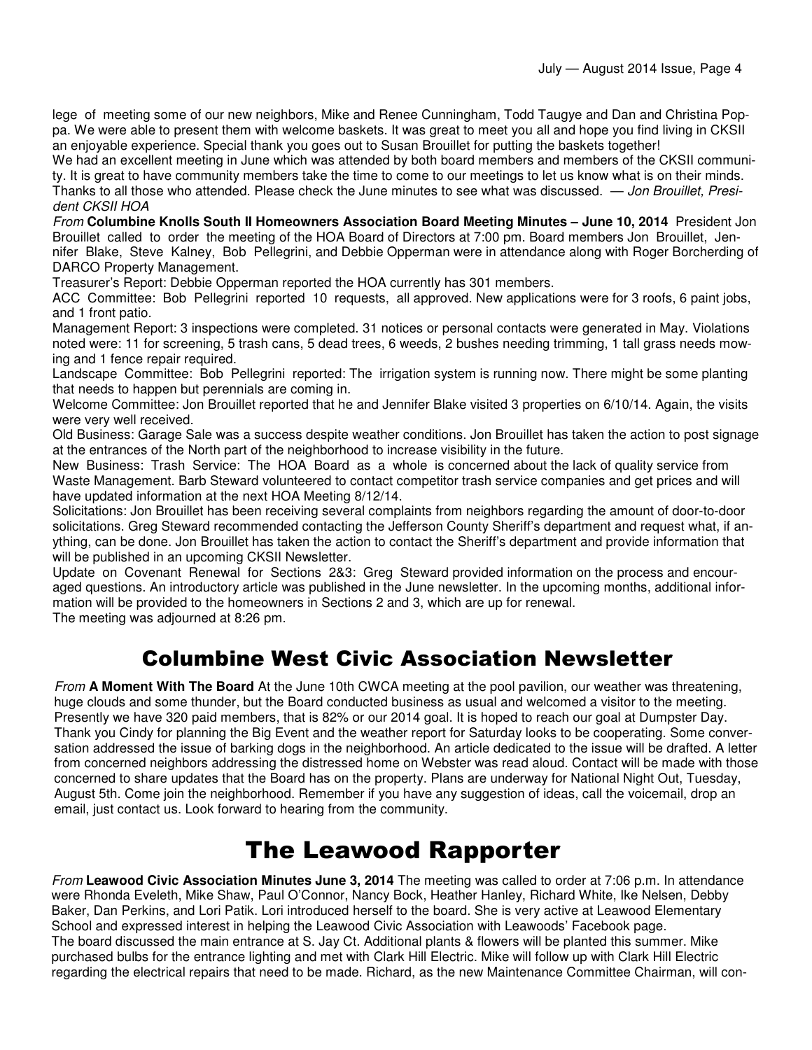lege of meeting some of our new neighbors, Mike and Renee Cunningham, Todd Taugye and Dan and Christina Poppa. We were able to present them with welcome baskets. It was great to meet you all and hope you find living in CKSII an enjoyable experience. Special thank you goes out to Susan Brouillet for putting the baskets together!

We had an excellent meeting in June which was attended by both board members and members of the CKSII community. It is great to have community members take the time to come to our meetings to let us know what is on their minds. Thanks to all those who attended. Please check the June minutes to see what was discussed. — *Jon Brouillet, President CKSII HOA*

*From* **Columbine Knolls South II Homeowners Association Board Meeting Minutes – June 10, 2014** President Jon Brouillet called to order the meeting of the HOA Board of Directors at 7:00 pm. Board members Jon Brouillet, Jennifer Blake, Steve Kalney, Bob Pellegrini, and Debbie Opperman were in attendance along with Roger Borcherding of DARCO Property Management.

Treasurer's Report: Debbie Opperman reported the HOA currently has 301 members.

ACC Committee: Bob Pellegrini reported 10 requests, all approved. New applications were for 3 roofs, 6 paint jobs, and 1 front patio.

Management Report: 3 inspections were completed. 31 notices or personal contacts were generated in May. Violations noted were: 11 for screening, 5 trash cans, 5 dead trees, 6 weeds, 2 bushes needing trimming, 1 tall grass needs mowing and 1 fence repair required.

Landscape Committee: Bob Pellegrini reported: The irrigation system is running now. There might be some planting that needs to happen but perennials are coming in.

Welcome Committee: Jon Brouillet reported that he and Jennifer Blake visited 3 properties on 6/10/14. Again, the visits were very well received.

Old Business: Garage Sale was a success despite weather conditions. Jon Brouillet has taken the action to post signage at the entrances of the North part of the neighborhood to increase visibility in the future.

New Business: Trash Service: The HOA Board as a whole is concerned about the lack of quality service from Waste Management. Barb Steward volunteered to contact competitor trash service companies and get prices and will have updated information at the next HOA Meeting 8/12/14.

Solicitations: Jon Brouillet has been receiving several complaints from neighbors regarding the amount of door-to-door solicitations. Greg Steward recommended contacting the Jefferson County Sheriff's department and request what, if anything, can be done. Jon Brouillet has taken the action to contact the Sheriff's department and provide information that will be published in an upcoming CKSII Newsletter.

Update on Covenant Renewal for Sections 2&3: Greg Steward provided information on the process and encouraged questions. An introductory article was published in the June newsletter. In the upcoming months, additional information will be provided to the homeowners in Sections 2 and 3, which are up for renewal.

The meeting was adjourned at 8:26 pm.

## Columbine West Civic Association Newsletter

*From* **A Moment With The Board** At the June 10th CWCA meeting at the pool pavilion, our weather was threatening, huge clouds and some thunder, but the Board conducted business as usual and welcomed a visitor to the meeting. Presently we have 320 paid members, that is 82% or our 2014 goal. It is hoped to reach our goal at Dumpster Day. Thank you Cindy for planning the Big Event and the weather report for Saturday looks to be cooperating. Some conversation addressed the issue of barking dogs in the neighborhood. An article dedicated to the issue will be drafted. A letter from concerned neighbors addressing the distressed home on Webster was read aloud. Contact will be made with those concerned to share updates that the Board has on the property. Plans are underway for National Night Out, Tuesday, August 5th. Come join the neighborhood. Remember if you have any suggestion of ideas, call the voicemail, drop an email, just contact us. Look forward to hearing from the community.

## The Leawood Rapporter

*From* **Leawood Civic Association Minutes June 3, 2014** The meeting was called to order at 7:06 p.m. In attendance were Rhonda Eveleth, Mike Shaw, Paul O'Connor, Nancy Bock, Heather Hanley, Richard White, Ike Nelsen, Debby Baker, Dan Perkins, and Lori Patik. Lori introduced herself to the board. She is very active at Leawood Elementary School and expressed interest in helping the Leawood Civic Association with Leawoods' Facebook page.

The board discussed the main entrance at S. Jay Ct. Additional plants & flowers will be planted this summer. Mike purchased bulbs for the entrance lighting and met with Clark Hill Electric. Mike will follow up with Clark Hill Electric regarding the electrical repairs that need to be made. Richard, as the new Maintenance Committee Chairman, will con-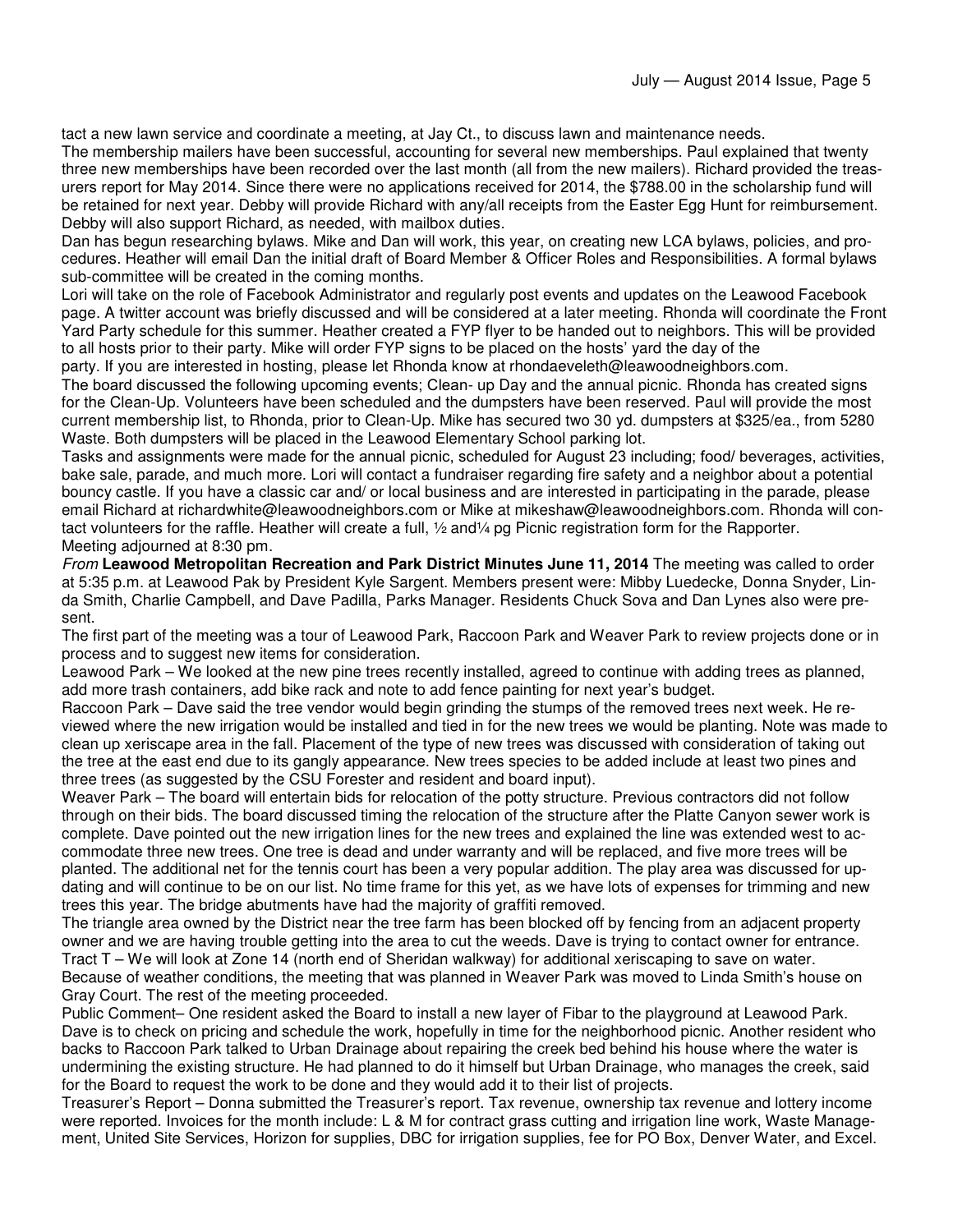tact a new lawn service and coordinate a meeting, at Jay Ct., to discuss lawn and maintenance needs.

The membership mailers have been successful, accounting for several new memberships. Paul explained that twenty three new memberships have been recorded over the last month (all from the new mailers). Richard provided the treasurers report for May 2014. Since there were no applications received for 2014, the $788.00 in the scholarship fund will be retained for next year. Debby will provide Richard with any/all receipts from the Easter Egg Hunt for reimbursement. Debby will also support Richard, as needed, with mailbox duties.

Dan has begun researching bylaws. Mike and Dan will work, this year, on creating new LCA bylaws, policies, and procedures. Heather will email Dan the initial draft of Board Member & Officer Roles and Responsibilities. A formal bylaws sub-committee will be created in the coming months.

Lori will take on the role of Facebook Administrator and regularly post events and updates on the Leawood Facebook page. A twitter account was briefly discussed and will be considered at a later meeting. Rhonda will coordinate the Front Yard Party schedule for this summer. Heather created a FYP flyer to be handed out to neighbors. This will be provided to all hosts prior to their party. Mike will order FYP signs to be placed on the hosts' yard the day of the party. If you are interested in hosting, please let Rhonda know at rhondaeveleth@leawoodneighbors.com.

The board discussed the following upcoming events; Clean- up Day and the annual picnic. Rhonda has created signs for the Clean-Up. Volunteers have been scheduled and the dumpsters have been reserved. Paul will provide the most current membership list, to Rhonda, prior to Clean-Up. Mike has secured two 30 yd. dumpsters at $325/ea., from 5280 Waste. Both dumpsters will be placed in the Leawood Elementary School parking lot.

Tasks and assignments were made for the annual picnic, scheduled for August 23 including; food/ beverages, activities, bake sale, parade, and much more. Lori will contact a fundraiser regarding fire safety and a neighbor about a potential bouncy castle. If you have a classic car and/ or local business and are interested in participating in the parade, please email Richard at richardwhite@leawoodneighbors.com or Mike at mikeshaw@leawoodneighbors.com. Rhonda will contact volunteers for the raffle. Heather will create a full, ½ and¼ pg Picnic registration form for the Rapporter.

Meeting adjourned at 8:30 pm.

*From* **Leawood Metropolitan Recreation and Park District Minutes June 11, 2014** The meeting was called to order at 5:35 p.m. at Leawood Pak by President Kyle Sargent. Members present were: Mibby Luedecke, Donna Snyder, Linda Smith, Charlie Campbell, and Dave Padilla, Parks Manager. Residents Chuck Sova and Dan Lynes also were present.

The first part of the meeting was a tour of Leawood Park, Raccoon Park and Weaver Park to review projects done or in process and to suggest new items for consideration.

Leawood Park – We looked at the new pine trees recently installed, agreed to continue with adding trees as planned, add more trash containers, add bike rack and note to add fence painting for next year's budget.

Raccoon Park – Dave said the tree vendor would begin grinding the stumps of the removed trees next week. He reviewed where the new irrigation would be installed and tied in for the new trees we would be planting. Note was made to clean up xeriscape area in the fall. Placement of the type of new trees was discussed with consideration of taking out the tree at the east end due to its gangly appearance. New trees species to be added include at least two pines and three trees (as suggested by the CSU Forester and resident and board input).

Weaver Park – The board will entertain bids for relocation of the potty structure. Previous contractors did not follow through on their bids. The board discussed timing the relocation of the structure after the Platte Canyon sewer work is complete. Dave pointed out the new irrigation lines for the new trees and explained the line was extended west to accommodate three new trees. One tree is dead and under warranty and will be replaced, and five more trees will be planted. The additional net for the tennis court has been a very popular addition. The play area was discussed for updating and will continue to be on our list. No time frame for this yet, as we have lots of expenses for trimming and new trees this year. The bridge abutments have had the majority of graffiti removed.

The triangle area owned by the District near the tree farm has been blocked off by fencing from an adjacent property owner and we are having trouble getting into the area to cut the weeds. Dave is trying to contact owner for entrance.

Tract T – We will look at Zone 14 (north end of Sheridan walkway) for additional xeriscaping to save on water.

Because of weather conditions, the meeting that was planned in Weaver Park was moved to Linda Smith's house on Gray Court. The rest of the meeting proceeded.

Public Comment– One resident asked the Board to install a new layer of Fibar to the playground at Leawood Park. Dave is to check on pricing and schedule the work, hopefully in time for the neighborhood picnic. Another resident who backs to Raccoon Park talked to Urban Drainage about repairing the creek bed behind his house where the water is undermining the existing structure. He had planned to do it himself but Urban Drainage, who manages the creek, said for the Board to request the work to be done and they would add it to their list of projects.

Treasurer's Report – Donna submitted the Treasurer's report. Tax revenue, ownership tax revenue and lottery income were reported. Invoices for the month include: L & M for contract grass cutting and irrigation line work, Waste Management, United Site Services, Horizon for supplies, DBC for irrigation supplies, fee for PO Box, Denver Water, and Excel.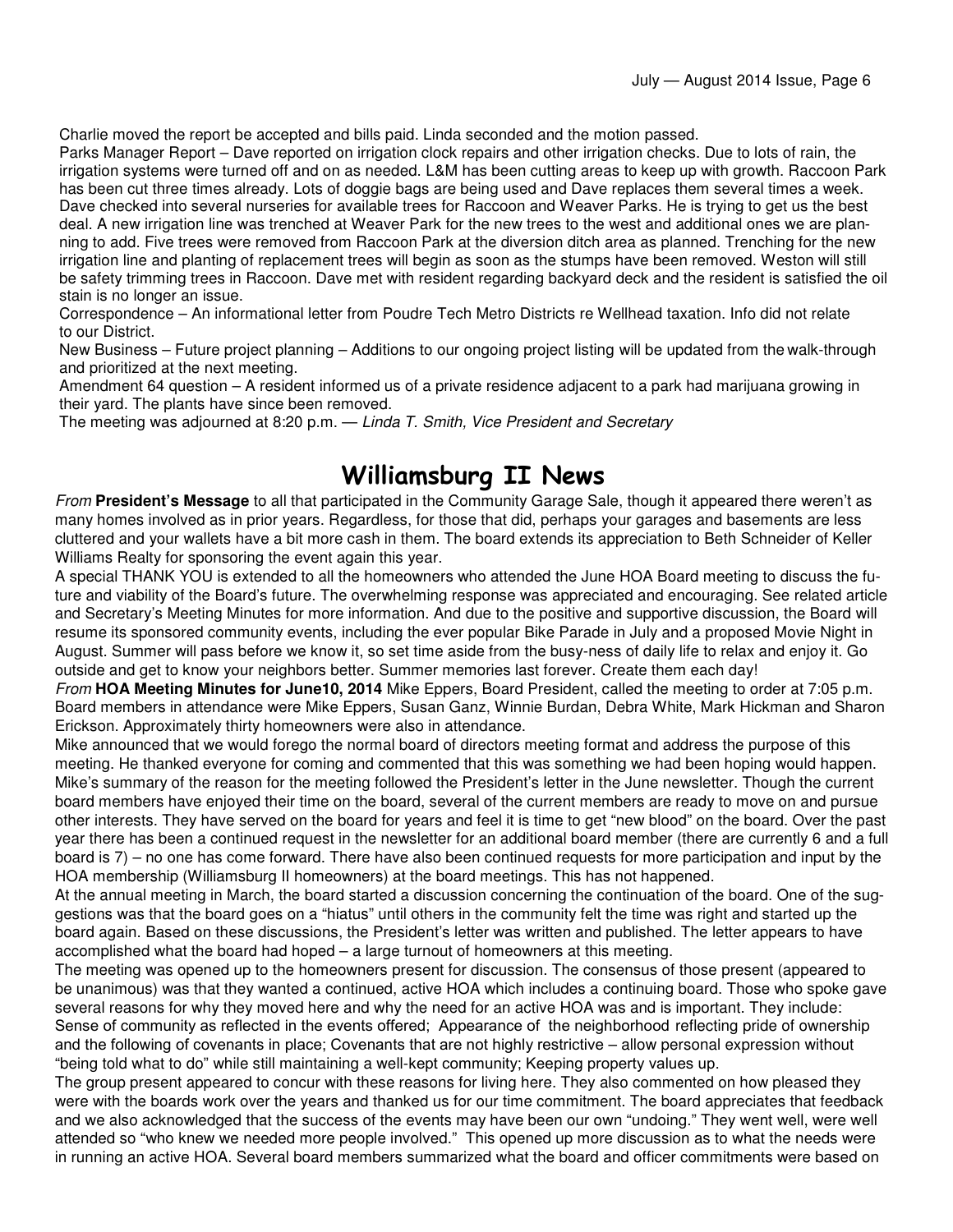Charlie moved the report be accepted and bills paid. Linda seconded and the motion passed.

Parks Manager Report – Dave reported on irrigation clock repairs and other irrigation checks. Due to lots of rain, the irrigation systems were turned off and on as needed. L&M has been cutting areas to keep up with growth. Raccoon Park has been cut three times already. Lots of doggie bags are being used and Dave replaces them several times a week. Dave checked into several nurseries for available trees for Raccoon and Weaver Parks. He is trying to get us the best deal. A new irrigation line was trenched at Weaver Park for the new trees to the west and additional ones we are planning to add. Five trees were removed from Raccoon Park at the diversion ditch area as planned. Trenching for the new irrigation line and planting of replacement trees will begin as soon as the stumps have been removed. Weston will still be safety trimming trees in Raccoon. Dave met with resident regarding backyard deck and the resident is satisfied the oil stain is no longer an issue.

Correspondence – An informational letter from Poudre Tech Metro Districts re Wellhead taxation. Info did not relate to our District.

New Business – Future project planning – Additions to our ongoing project listing will be updated from the walk-through and prioritized at the next meeting.

Amendment 64 question – A resident informed us of a private residence adjacent to a park had marijuana growing in their yard. The plants have since been removed.

The meeting was adjourned at 8:20 p.m. — *Linda T. Smith, Vice President and Secretary*

# Williamsburg II News

*From* **President's Message** to all that participated in the Community Garage Sale, though it appeared there weren't as many homes involved as in prior years. Regardless, for those that did, perhaps your garages and basements are less cluttered and your wallets have a bit more cash in them. The board extends its appreciation to Beth Schneider of Keller Williams Realty for sponsoring the event again this year.

A special THANK YOU is extended to all the homeowners who attended the June HOA Board meeting to discuss the future and viability of the Board's future. The overwhelming response was appreciated and encouraging. See related article and Secretary's Meeting Minutes for more information. And due to the positive and supportive discussion, the Board will resume its sponsored community events, including the ever popular Bike Parade in July and a proposed Movie Night in August. Summer will pass before we know it, so set time aside from the busy-ness of daily life to relax and enjoy it. Go outside and get to know your neighbors better. Summer memories last forever. Create them each day!

*From* **HOA Meeting Minutes for June10, 2014** Mike Eppers, Board President, called the meeting to order at 7:05 p.m. Board members in attendance were Mike Eppers, Susan Ganz, Winnie Burdan, Debra White, Mark Hickman and Sharon Erickson. Approximately thirty homeowners were also in attendance.

Mike announced that we would forego the normal board of directors meeting format and address the purpose of this meeting. He thanked everyone for coming and commented that this was something we had been hoping would happen. Mike's summary of the reason for the meeting followed the President's letter in the June newsletter. Though the current board members have enjoyed their time on the board, several of the current members are ready to move on and pursue other interests. They have served on the board for years and feel it is time to get "new blood" on the board. Over the past year there has been a continued request in the newsletter for an additional board member (there are currently 6 and a full board is 7) – no one has come forward. There have also been continued requests for more participation and input by the HOA membership (Williamsburg II homeowners) at the board meetings. This has not happened.

At the annual meeting in March, the board started a discussion concerning the continuation of the board. One of the suggestions was that the board goes on a "hiatus" until others in the community felt the time was right and started up the board again. Based on these discussions, the President's letter was written and published. The letter appears to have accomplished what the board had hoped – a large turnout of homeowners at this meeting.

The meeting was opened up to the homeowners present for discussion. The consensus of those present (appeared to be unanimous) was that they wanted a continued, active HOA which includes a continuing board. Those who spoke gave several reasons for why they moved here and why the need for an active HOA was and is important. They include: Sense of community as reflected in the events offered; Appearance of the neighborhood reflecting pride of ownership and the following of covenants in place; Covenants that are not highly restrictive – allow personal expression without "being told what to do" while still maintaining a well-kept community; Keeping property values up.

The group present appeared to concur with these reasons for living here. They also commented on how pleased they were with the boards work over the years and thanked us for our time commitment. The board appreciates that feedback and we also acknowledged that the success of the events may have been our own "undoing." They went well, were well attended so "who knew we needed more people involved." This opened up more discussion as to what the needs were in running an active HOA. Several board members summarized what the board and officer commitments were based on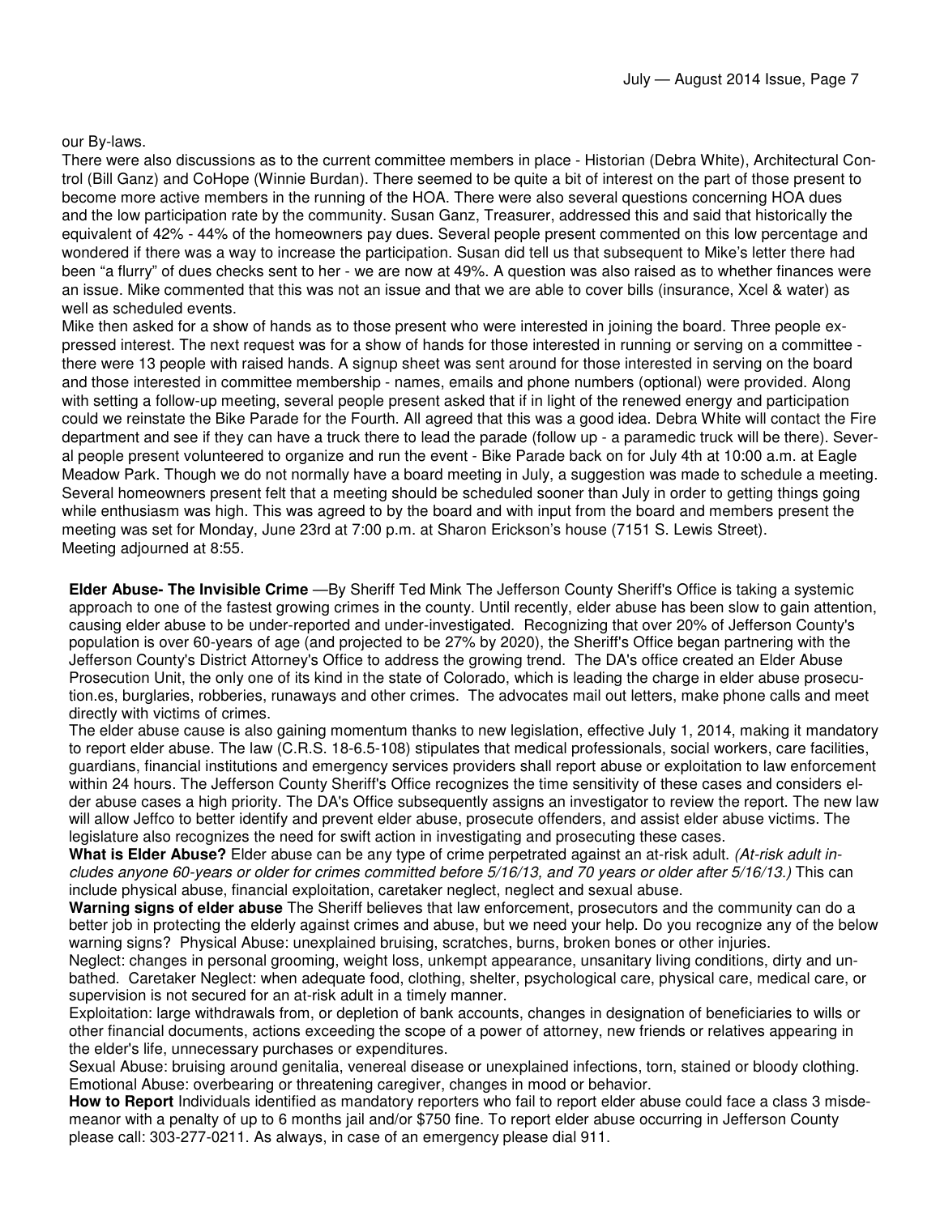our By-laws.

There were also discussions as to the current committee members in place - Historian (Debra White), Architectural Control (Bill Ganz) and CoHope (Winnie Burdan). There seemed to be quite a bit of interest on the part of those present to become more active members in the running of the HOA. There were also several questions concerning HOA dues and the low participation rate by the community. Susan Ganz, Treasurer, addressed this and said that historically the equivalent of 42% - 44% of the homeowners pay dues. Several people present commented on this low percentage and wondered if there was a way to increase the participation. Susan did tell us that subsequent to Mike's letter there had been "a flurry" of dues checks sent to her - we are now at 49%. A question was also raised as to whether finances were an issue. Mike commented that this was not an issue and that we are able to cover bills (insurance, Xcel & water) as well as scheduled events.

Mike then asked for a show of hands as to those present who were interested in joining the board. Three people expressed interest. The next request was for a show of hands for those interested in running or serving on a committee - there were 13 people with raised hands. A signup sheet was sent around for those interested in serving on the board and those interested in committee membership - names, emails and phone numbers (optional) were provided. Along with setting a follow-up meeting, several people present asked that if in light of the renewed energy and participation could we reinstate the Bike Parade for the Fourth. All agreed that this was a good idea. Debra White will contact the Fire department and see if they can have a truck there to lead the parade (follow up - a paramedic truck will be there). Several people present volunteered to organize and run the event - Bike Parade back on for July 4th at 10:00 a.m. at Eagle Meadow Park. Though we do not normally have a board meeting in July, a suggestion was made to schedule a meeting. Several homeowners present felt that a meeting should be scheduled sooner than July in order to getting things going while enthusiasm was high. This was agreed to by the board and with input from the board and members present the meeting was set for Monday, June 23rd at 7:00 p.m. at Sharon Erickson's house (7151 S. Lewis Street).

Meeting adjourned at 8:55.

**Elder Abuse- The Invisible Crime** —By Sheriff Ted Mink The Jefferson County Sheriff's Office is taking a systemic approach to one of the fastest growing crimes in the county. Until recently, elder abuse has been slow to gain attention, causing elder abuse to be under-reported and under-investigated. Recognizing that over 20% of Jefferson County's population is over 60-years of age (and projected to be 27% by 2020), the Sheriff's Office began partnering with the Jefferson County's District Attorney's Office to address the growing trend. The DA's office created an Elder Abuse Prosecution Unit, the only one of its kind in the state of Colorado, which is leading the charge in elder abuse prosecution.es, burglaries, robberies, runaways and other crimes. The advocates mail out letters, make phone calls and meet directly with victims of crimes.

The elder abuse cause is also gaining momentum thanks to new legislation, effective July 1, 2014, making it mandatory to report elder abuse. The law (C.R.S. 18-6.5-108) stipulates that medical professionals, social workers, care facilities, guardians, financial institutions and emergency services providers shall report abuse or exploitation to law enforcement within 24 hours. The Jefferson County Sheriff's Office recognizes the time sensitivity of these cases and considers elder abuse cases a high priority. The DA's Office subsequently assigns an investigator to review the report. The new law will allow Jeffco to better identify and prevent elder abuse, prosecute offenders, and assist elder abuse victims. The legislature also recognizes the need for swift action in investigating and prosecuting these cases.

**What is Elder Abuse?** Elder abuse can be any type of crime perpetrated against an at-risk adult. *(At-risk adult includes anyone 60-years or older for crimes committed before 5/16/13, and 70 years or older after 5/16/13.)* This can include physical abuse, financial exploitation, caretaker neglect, neglect and sexual abuse.

**Warning signs of elder abuse** The Sheriff believes that law enforcement, prosecutors and the community can do a better job in protecting the elderly against crimes and abuse, but we need your help. Do you recognize any of the below warning signs? Physical Abuse: unexplained bruising, scratches, burns, broken bones or other injuries.

Neglect: changes in personal grooming, weight loss, unkempt appearance, unsanitary living conditions, dirty and unbathed. Caretaker Neglect: when adequate food, clothing, shelter, psychological care, physical care, medical care, or supervision is not secured for an at-risk adult in a timely manner.

Exploitation: large withdrawals from, or depletion of bank accounts, changes in designation of beneficiaries to wills or other financial documents, actions exceeding the scope of a power of attorney, new friends or relatives appearing in the elder's life, unnecessary purchases or expenditures.

Sexual Abuse: bruising around genitalia, venereal disease or unexplained infections, torn, stained or bloody clothing.

Emotional Abuse: overbearing or threatening caregiver, changes in mood or behavior.

**How to Report** Individuals identified as mandatory reporters who fail to report elder abuse could face a class 3 misdemeanor with a penalty of up to 6 months jail and/or $750 fine. To report elder abuse occurring in Jefferson County please call: 303-277-0211. As always, in case of an emergency please dial 911.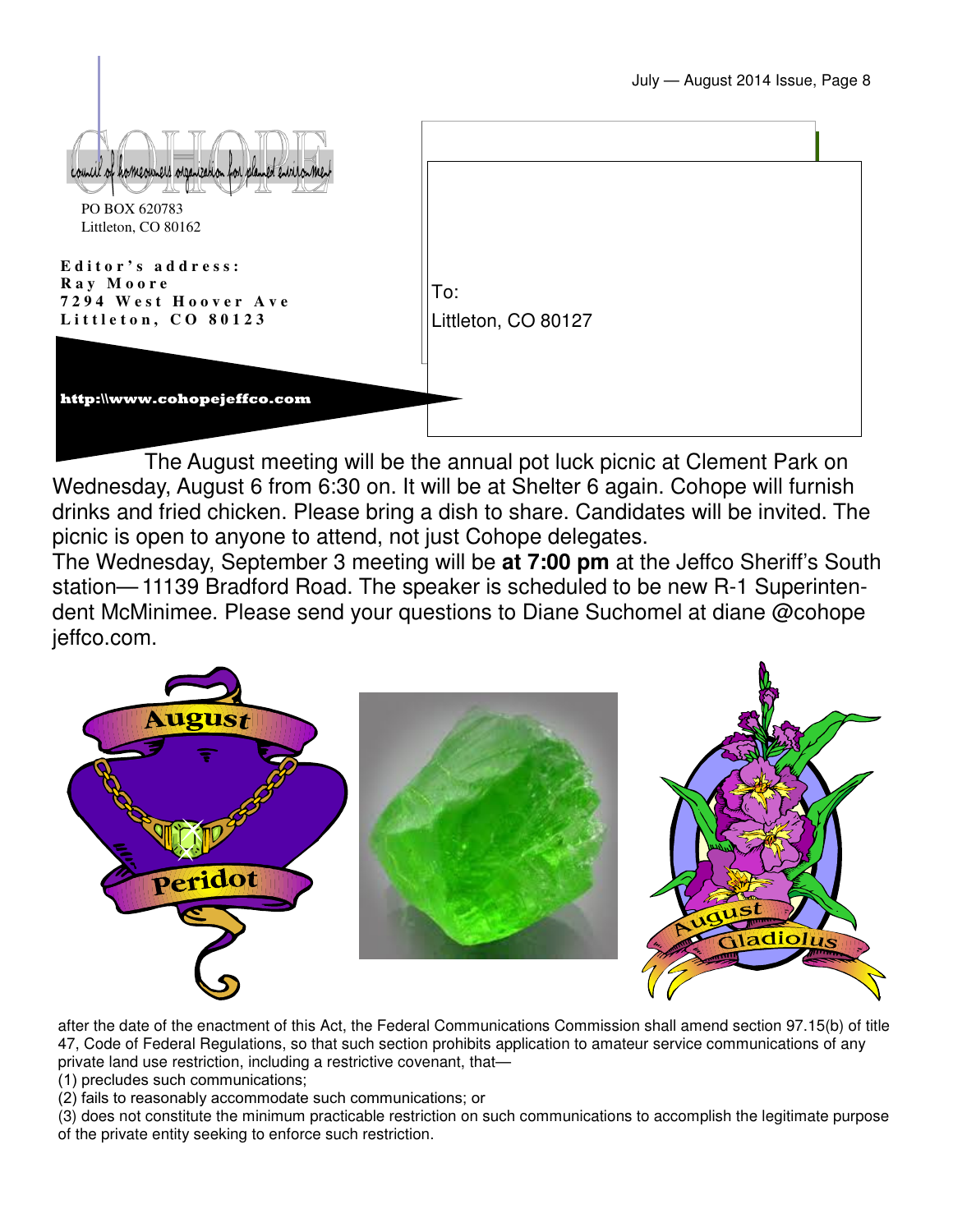COHOPE

council of homeowners organization for planned environment

PO BOX 620783
Littleton, CO 80162

**Editor's address:**
**Ray Moore**
**7294 West Hoover Ave**
**Littleton, CO 80123**

**http:\\www.cohopejeffco.com**

To:
Littleton, CO 80127

The August meeting will be the annual pot luck picnic at Clement Park on Wednesday, August 6 from 6:30 on. It will be at Shelter 6 again. Cohope will furnish drinks and fried chicken. Please bring a dish to share. Candidates will be invited. The picnic is open to anyone to attend, not just Cohope delegates.

The Wednesday, September 3 meeting will be **at 7:00 pm** at the Jeffco Sheriff's South station— 11139 Bradford Road. The speaker is scheduled to be new R-1 Superintendent McMinimee. Please send your questions to Diane Suchomel at diane @cohope jeffco.com.

after the date of the enactment of this Act, the Federal Communications Commission shall amend section 97.15(b) of title 47, Code of Federal Regulations, so that such section prohibits application to amateur service communications of any private land use restriction, including a restrictive covenant, that—

(1) precludes such communications;

(2) fails to reasonably accommodate such communications; or

(3) does not constitute the minimum practicable restriction on such communications to accomplish the legitimate purpose of the private entity seeking to enforce such restriction.